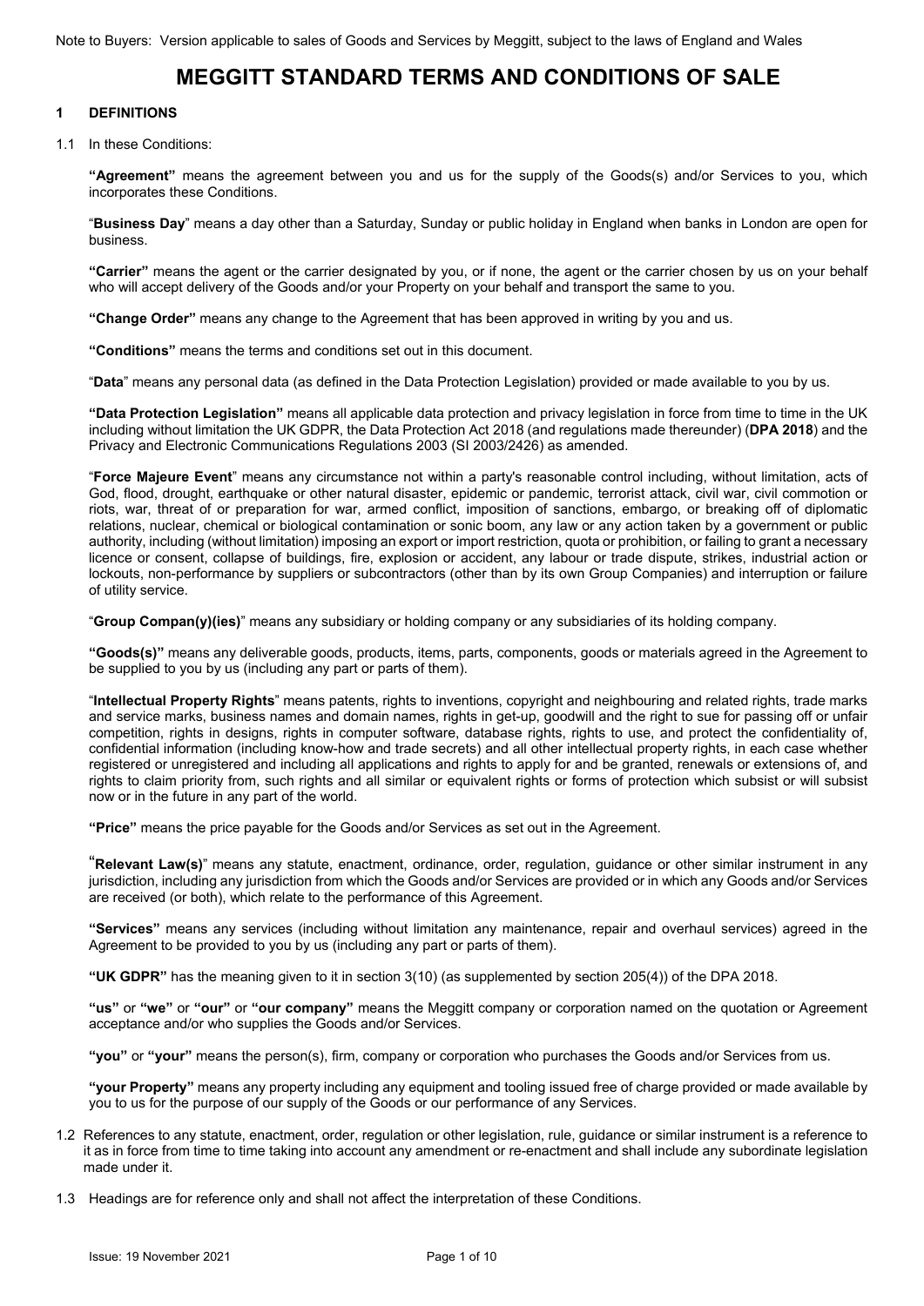Note to Buyers: Version applicable to sales of Goods and Services by Meggitt, subject to the laws of England and Wales

# MEGGITT STANDARD TERMS AND CONDITIONS OF SALE

## 1 DEFINITIONS

1.1 In these Conditions:

**"Agreement"** means the agreement between you and us for the supply of the Goods(s) and/or Services to you, which incorporates these Conditions.

"**Business Day**" means a day other than a Saturday, Sunday or public holiday in England when banks in London are open for business.

**"Carrier"** means the agent or the carrier designated by you, or if none, the agent or the carrier chosen by us on your behalf who will accept delivery of the Goods and/or your Property on your behalf and transport the same to you.

**"Change Order"** means any change to the Agreement that has been approved in writing by you and us.

**"Conditions"** means the terms and conditions set out in this document.

"**Data**" means any personal data (as defined in the Data Protection Legislation) provided or made available to you by us.

**"Data Protection Legislation"** means all applicable data protection and privacy legislation in force from time to time in the UK including without limitation the UK GDPR, the Data Protection Act 2018 (and regulations made thereunder) (**DPA 2018**) and the Privacy and Electronic Communications Regulations 2003 (SI 2003/2426) as amended.

"**Force Majeure Event**" means any circumstance not within a party's reasonable control including, without limitation, acts of God, flood, drought, earthquake or other natural disaster, epidemic or pandemic, terrorist attack, civil war, civil commotion or riots, war, threat of or preparation for war, armed conflict, imposition of sanctions, embargo, or breaking off of diplomatic relations, nuclear, chemical or biological contamination or sonic boom, any law or any action taken by a government or public authority, including (without limitation) imposing an export or import restriction, quota or prohibition, or failing to grant a necessary licence or consent, collapse of buildings, fire, explosion or accident, any labour or trade dispute, strikes, industrial action or lockouts, non-performance by suppliers or subcontractors (other than by its own Group Companies) and interruption or failure of utility service.

"**Group Compan(y)(ies)**" means any subsidiary or holding company or any subsidiaries of its holding company.

**"Goods(s)"** means any deliverable goods, products, items, parts, components, goods or materials agreed in the Agreement to be supplied to you by us (including any part or parts of them).

"**Intellectual Property Rights**" means patents, rights to inventions, copyright and neighbouring and related rights, trade marks and service marks, business names and domain names, rights in get-up, goodwill and the right to sue for passing off or unfair competition, rights in designs, rights in computer software, database rights, rights to use, and protect the confidentiality of, confidential information (including know-how and trade secrets) and all other intellectual property rights, in each case whether registered or unregistered and including all applications and rights to apply for and be granted, renewals or extensions of, and rights to claim priority from, such rights and all similar or equivalent rights or forms of protection which subsist or will subsist now or in the future in any part of the world.

**"Price"** means the price payable for the Goods and/or Services as set out in the Agreement.

"**Relevant Law(s)**" means any statute, enactment, ordinance, order, regulation, guidance or other similar instrument in any jurisdiction, including any jurisdiction from which the Goods and/or Services are provided or in which any Goods and/or Services are received (or both), which relate to the performance of this Agreement.

**"Services"** means any services (including without limitation any maintenance, repair and overhaul services) agreed in the Agreement to be provided to you by us (including any part or parts of them).

**"UK GDPR"** has the meaning given to it in section 3(10) (as supplemented by section 205(4)) of the DPA 2018.

**"us"** or **"we"** or **"our"** or **"our company"** means the Meggitt company or corporation named on the quotation or Agreement acceptance and/or who supplies the Goods and/or Services.

**"you"** or **"your"** means the person(s), firm, company or corporation who purchases the Goods and/or Services from us.

**"your Property"** means any property including any equipment and tooling issued free of charge provided or made available by you to us for the purpose of our supply of the Goods or our performance of any Services.

1.2 References to any statute, enactment, order, regulation or other legislation, rule, guidance or similar instrument is a reference to it as in force from time to time taking into account any amendment or re-enactment and shall include any subordinate legislation made under it.

1.3 Headings are for reference only and shall not affect the interpretation of these Conditions.

Issue: 19 November 2021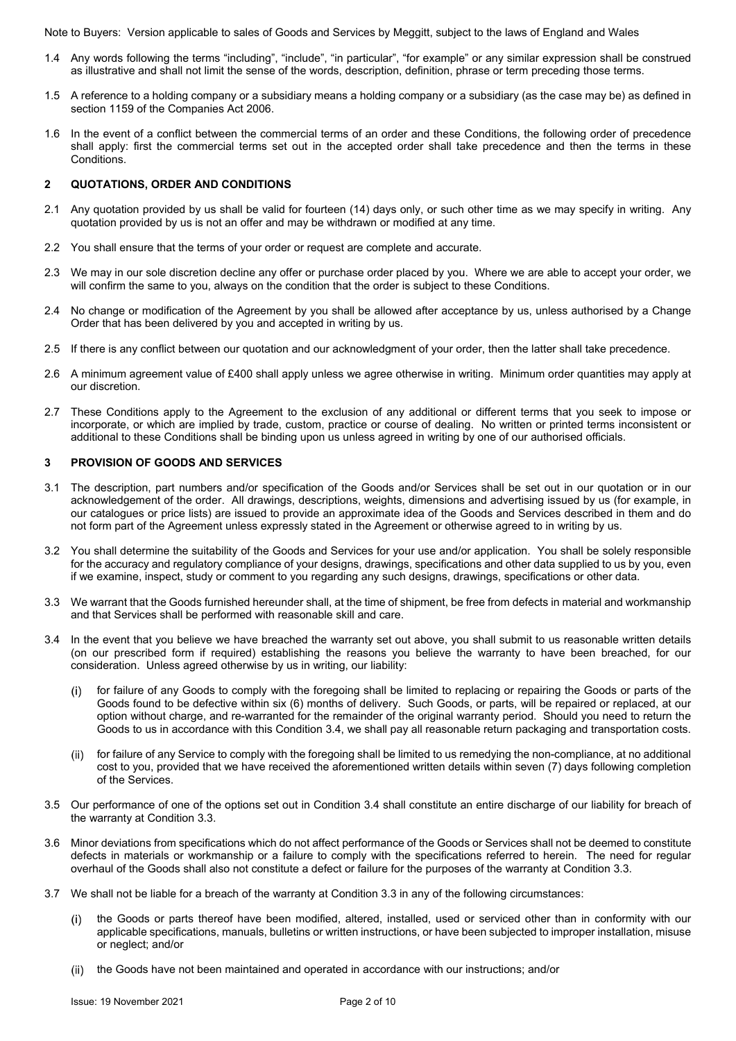Note to Buyers: Version applicable to sales of Goods and Services by Meggitt, subject to the laws of England and Wales

1.4 Any words following the terms "including", "include", "in particular", "for example" or any similar expression shall be construed as illustrative and shall not limit the sense of the words, description, definition, phrase or term preceding those terms.

1.5 A reference to a holding company or a subsidiary means a holding company or a subsidiary (as the case may be) as defined in section 1159 of the Companies Act 2006.

1.6 In the event of a conflict between the commercial terms of an order and these Conditions, the following order of precedence shall apply: first the commercial terms set out in the accepted order shall take precedence and then the terms in these Conditions.

## 2 QUOTATIONS, ORDER AND CONDITIONS

2.1 Any quotation provided by us shall be valid for fourteen (14) days only, or such other time as we may specify in writing. Any quotation provided by us is not an offer and may be withdrawn or modified at any time.

2.2 You shall ensure that the terms of your order or request are complete and accurate.

2.3 We may in our sole discretion decline any offer or purchase order placed by you. Where we are able to accept your order, we will confirm the same to you, always on the condition that the order is subject to these Conditions.

2.4 No change or modification of the Agreement by you shall be allowed after acceptance by us, unless authorised by a Change Order that has been delivered by you and accepted in writing by us.

2.5 If there is any conflict between our quotation and our acknowledgment of your order, then the latter shall take precedence.

2.6 A minimum agreement value of £400 shall apply unless we agree otherwise in writing. Minimum order quantities may apply at our discretion.

2.7 These Conditions apply to the Agreement to the exclusion of any additional or different terms that you seek to impose or incorporate, or which are implied by trade, custom, practice or course of dealing. No written or printed terms inconsistent or additional to these Conditions shall be binding upon us unless agreed in writing by one of our authorised officials.

## 3 PROVISION OF GOODS AND SERVICES

3.1 The description, part numbers and/or specification of the Goods and/or Services shall be set out in our quotation or in our acknowledgement of the order. All drawings, descriptions, weights, dimensions and advertising issued by us (for example, in our catalogues or price lists) are issued to provide an approximate idea of the Goods and Services described in them and do not form part of the Agreement unless expressly stated in the Agreement or otherwise agreed to in writing by us.

3.2 You shall determine the suitability of the Goods and Services for your use and/or application. You shall be solely responsible for the accuracy and regulatory compliance of your designs, drawings, specifications and other data supplied to us by you, even if we examine, inspect, study or comment to you regarding any such designs, drawings, specifications or other data.

3.3 We warrant that the Goods furnished hereunder shall, at the time of shipment, be free from defects in material and workmanship and that Services shall be performed with reasonable skill and care.

3.4 In the event that you believe we have breached the warranty set out above, you shall submit to us reasonable written details (on our prescribed form if required) establishing the reasons you believe the warranty to have been breached, for our consideration. Unless agreed otherwise by us in writing, our liability:

(i) for failure of any Goods to comply with the foregoing shall be limited to replacing or repairing the Goods or parts of the Goods found to be defective within six (6) months of delivery. Such Goods, or parts, will be repaired or replaced, at our option without charge, and re-warranted for the remainder of the original warranty period. Should you need to return the Goods to us in accordance with this Condition 3.4, we shall pay all reasonable return packaging and transportation costs.

(ii) for failure of any Service to comply with the foregoing shall be limited to us remedying the non-compliance, at no additional cost to you, provided that we have received the aforementioned written details within seven (7) days following completion of the Services.

3.5 Our performance of one of the options set out in Condition 3.4 shall constitute an entire discharge of our liability for breach of the warranty at Condition 3.3.

3.6 Minor deviations from specifications which do not affect performance of the Goods or Services shall not be deemed to constitute defects in materials or workmanship or a failure to comply with the specifications referred to herein. The need for regular overhaul of the Goods shall also not constitute a defect or failure for the purposes of the warranty at Condition 3.3.

3.7 We shall not be liable for a breach of the warranty at Condition 3.3 in any of the following circumstances:

(i) the Goods or parts thereof have been modified, altered, installed, used or serviced other than in conformity with our applicable specifications, manuals, bulletins or written instructions, or have been subjected to improper installation, misuse or neglect; and/or

(ii) the Goods have not been maintained and operated in accordance with our instructions; and/or

Issue: 19 November 2021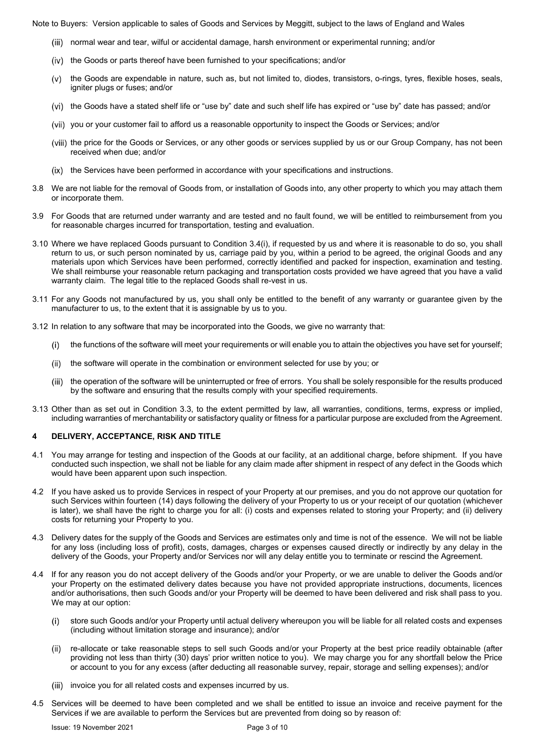(iii) normal wear and tear, wilful or accidental damage, harsh environment or experimental running; and/or

(iv) the Goods or parts thereof have been furnished to your specifications; and/or

(v) the Goods are expendable in nature, such as, but not limited to, diodes, transistors, o-rings, tyres, flexible hoses, seals, igniter plugs or fuses; and/or

(vi) the Goods have a stated shelf life or "use by" date and such shelf life has expired or "use by" date has passed; and/or

(vii) you or your customer fail to afford us a reasonable opportunity to inspect the Goods or Services; and/or

(viii) the price for the Goods or Services, or any other goods or services supplied by us or our Group Company, has not been received when due; and/or

(ix) the Services have been performed in accordance with your specifications and instructions.

3.8 We are not liable for the removal of Goods from, or installation of Goods into, any other property to which you may attach them or incorporate them.

3.9 For Goods that are returned under warranty and are tested and no fault found, we will be entitled to reimbursement from you for reasonable charges incurred for transportation, testing and evaluation.

3.10 Where we have replaced Goods pursuant to Condition 3.4(i), if requested by us and where it is reasonable to do so, you shall return to us, or such person nominated by us, carriage paid by you, within a period to be agreed, the original Goods and any materials upon which Services have been performed, correctly identified and packed for inspection, examination and testing. We shall reimburse your reasonable return packaging and transportation costs provided we have agreed that you have a valid warranty claim. The legal title to the replaced Goods shall re-vest in us.

3.11 For any Goods not manufactured by us, you shall only be entitled to the benefit of any warranty or guarantee given by the manufacturer to us, to the extent that it is assignable by us to you.

3.12 In relation to any software that may be incorporated into the Goods, we give no warranty that:

(i) the functions of the software will meet your requirements or will enable you to attain the objectives you have set for yourself;

(ii) the software will operate in the combination or environment selected for use by you; or

(iii) the operation of the software will be uninterrupted or free of errors. You shall be solely responsible for the results produced by the software and ensuring that the results comply with your specified requirements.

3.13 Other than as set out in Condition 3.3, to the extent permitted by law, all warranties, conditions, terms, express or implied, including warranties of merchantability or satisfactory quality or fitness for a particular purpose are excluded from the Agreement.

## 4 DELIVERY, ACCEPTANCE, RISK AND TITLE

4.1 You may arrange for testing and inspection of the Goods at our facility, at an additional charge, before shipment. If you have conducted such inspection, we shall not be liable for any claim made after shipment in respect of any defect in the Goods which would have been apparent upon such inspection.

4.2 If you have asked us to provide Services in respect of your Property at our premises, and you do not approve our quotation for such Services within fourteen (14) days following the delivery of your Property to us or your receipt of our quotation (whichever is later), we shall have the right to charge you for all: (i) costs and expenses related to storing your Property; and (ii) delivery costs for returning your Property to you.

4.3 Delivery dates for the supply of the Goods and Services are estimates only and time is not of the essence. We will not be liable for any loss (including loss of profit), costs, damages, charges or expenses caused directly or indirectly by any delay in the delivery of the Goods, your Property and/or Services nor will any delay entitle you to terminate or rescind the Agreement.

4.4 If for any reason you do not accept delivery of the Goods and/or your Property, or we are unable to deliver the Goods and/or your Property on the estimated delivery dates because you have not provided appropriate instructions, documents, licences and/or authorisations, then such Goods and/or your Property will be deemed to have been delivered and risk shall pass to you. We may at our option:

(i) store such Goods and/or your Property until actual delivery whereupon you will be liable for all related costs and expenses (including without limitation storage and insurance); and/or

(ii) re-allocate or take reasonable steps to sell such Goods and/or your Property at the best price readily obtainable (after providing not less than thirty (30) days' prior written notice to you). We may charge you for any shortfall below the Price or account to you for any excess (after deducting all reasonable survey, repair, storage and selling expenses); and/or

(iii) invoice you for all related costs and expenses incurred by us.

4.5 Services will be deemed to have been completed and we shall be entitled to issue an invoice and receive payment for the Services if we are available to perform the Services but are prevented from doing so by reason of: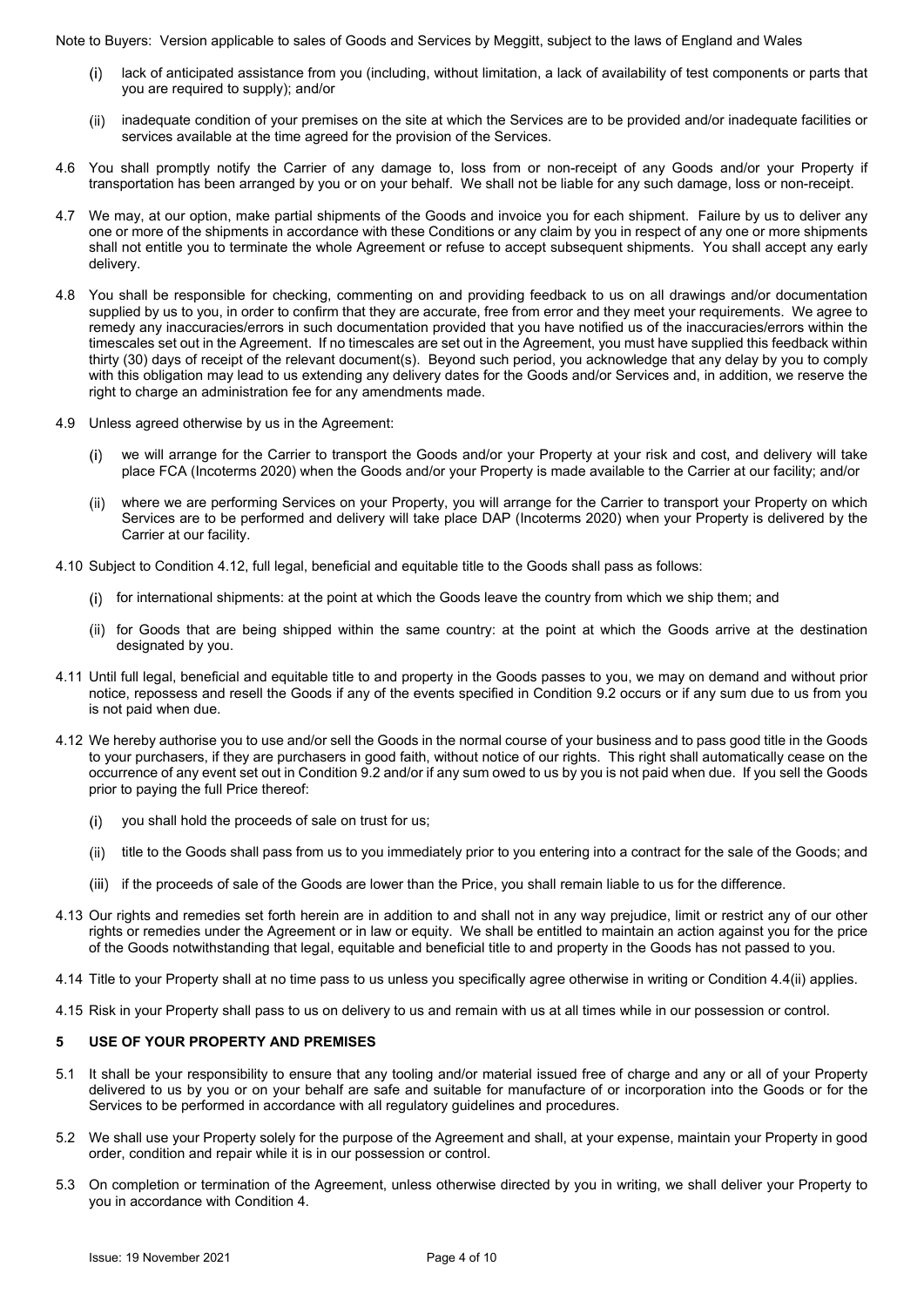Note to Buyers: Version applicable to sales of Goods and Services by Meggitt, subject to the laws of England and Wales

(i) lack of anticipated assistance from you (including, without limitation, a lack of availability of test components or parts that you are required to supply); and/or

(ii) inadequate condition of your premises on the site at which the Services are to be provided and/or inadequate facilities or services available at the time agreed for the provision of the Services.

4.6 You shall promptly notify the Carrier of any damage to, loss from or non-receipt of any Goods and/or your Property if transportation has been arranged by you or on your behalf. We shall not be liable for any such damage, loss or non-receipt.

4.7 We may, at our option, make partial shipments of the Goods and invoice you for each shipment. Failure by us to deliver any one or more of the shipments in accordance with these Conditions or any claim by you in respect of any one or more shipments shall not entitle you to terminate the whole Agreement or refuse to accept subsequent shipments. You shall accept any early delivery.

4.8 You shall be responsible for checking, commenting on and providing feedback to us on all drawings and/or documentation supplied by us to you, in order to confirm that they are accurate, free from error and they meet your requirements. We agree to remedy any inaccuracies/errors in such documentation provided that you have notified us of the inaccuracies/errors within the timescales set out in the Agreement. If no timescales are set out in the Agreement, you must have supplied this feedback within thirty (30) days of receipt of the relevant document(s). Beyond such period, you acknowledge that any delay by you to comply with this obligation may lead to us extending any delivery dates for the Goods and/or Services and, in addition, we reserve the right to charge an administration fee for any amendments made.

4.9 Unless agreed otherwise by us in the Agreement:

(i) we will arrange for the Carrier to transport the Goods and/or your Property at your risk and cost, and delivery will take place FCA (Incoterms 2020) when the Goods and/or your Property is made available to the Carrier at our facility; and/or

(ii) where we are performing Services on your Property, you will arrange for the Carrier to transport your Property on which Services are to be performed and delivery will take place DAP (Incoterms 2020) when your Property is delivered by the Carrier at our facility.

4.10 Subject to Condition 4.12, full legal, beneficial and equitable title to the Goods shall pass as follows:

(i) for international shipments: at the point at which the Goods leave the country from which we ship them; and

(ii) for Goods that are being shipped within the same country: at the point at which the Goods arrive at the destination designated by you.

4.11 Until full legal, beneficial and equitable title to and property in the Goods passes to you, we may on demand and without prior notice, repossess and resell the Goods if any of the events specified in Condition 9.2 occurs or if any sum due to us from you is not paid when due.

4.12 We hereby authorise you to use and/or sell the Goods in the normal course of your business and to pass good title in the Goods to your purchasers, if they are purchasers in good faith, without notice of our rights. This right shall automatically cease on the occurrence of any event set out in Condition 9.2 and/or if any sum owed to us by you is not paid when due. If you sell the Goods prior to paying the full Price thereof:

(i) you shall hold the proceeds of sale on trust for us;

(ii) title to the Goods shall pass from us to you immediately prior to you entering into a contract for the sale of the Goods; and

(iii) if the proceeds of sale of the Goods are lower than the Price, you shall remain liable to us for the difference.

4.13 Our rights and remedies set forth herein are in addition to and shall not in any way prejudice, limit or restrict any of our other rights or remedies under the Agreement or in law or equity. We shall be entitled to maintain an action against you for the price of the Goods notwithstanding that legal, equitable and beneficial title to and property in the Goods has not passed to you.

4.14 Title to your Property shall at no time pass to us unless you specifically agree otherwise in writing or Condition 4.4(ii) applies.

4.15 Risk in your Property shall pass to us on delivery to us and remain with us at all times while in our possession or control.

## 5 USE OF YOUR PROPERTY AND PREMISES

5.1 It shall be your responsibility to ensure that any tooling and/or material issued free of charge and any or all of your Property delivered to us by you or on your behalf are safe and suitable for manufacture of or incorporation into the Goods or for the Services to be performed in accordance with all regulatory guidelines and procedures.

5.2 We shall use your Property solely for the purpose of the Agreement and shall, at your expense, maintain your Property in good order, condition and repair while it is in our possession or control.

5.3 On completion or termination of the Agreement, unless otherwise directed by you in writing, we shall deliver your Property to you in accordance with Condition 4.

Issue: 19 November 2021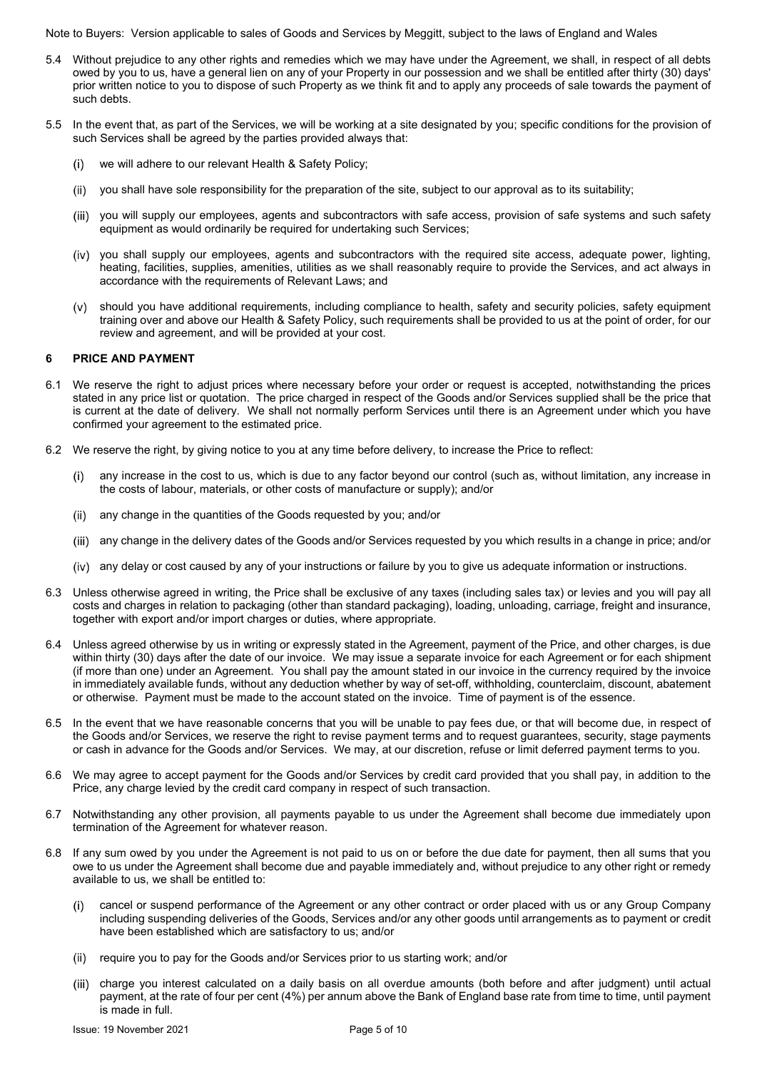Note to Buyers: Version applicable to sales of Goods and Services by Meggitt, subject to the laws of England and Wales

5.4 Without prejudice to any other rights and remedies which we may have under the Agreement, we shall, in respect of all debts owed by you to us, have a general lien on any of your Property in our possession and we shall be entitled after thirty (30) days' prior written notice to you to dispose of such Property as we think fit and to apply any proceeds of sale towards the payment of such debts.

5.5 In the event that, as part of the Services, we will be working at a site designated by you; specific conditions for the provision of such Services shall be agreed by the parties provided always that:

(i) we will adhere to our relevant Health & Safety Policy;

(ii) you shall have sole responsibility for the preparation of the site, subject to our approval as to its suitability;

(iii) you will supply our employees, agents and subcontractors with safe access, provision of safe systems and such safety equipment as would ordinarily be required for undertaking such Services;

(iv) you shall supply our employees, agents and subcontractors with the required site access, adequate power, lighting, heating, facilities, supplies, amenities, utilities as we shall reasonably require to provide the Services, and act always in accordance with the requirements of Relevant Laws; and

(v) should you have additional requirements, including compliance to health, safety and security policies, safety equipment training over and above our Health & Safety Policy, such requirements shall be provided to us at the point of order, for our review and agreement, and will be provided at your cost.

## 6 PRICE AND PAYMENT

6.1 We reserve the right to adjust prices where necessary before your order or request is accepted, notwithstanding the prices stated in any price list or quotation. The price charged in respect of the Goods and/or Services supplied shall be the price that is current at the date of delivery. We shall not normally perform Services until there is an Agreement under which you have confirmed your agreement to the estimated price.

6.2 We reserve the right, by giving notice to you at any time before delivery, to increase the Price to reflect:

(i) any increase in the cost to us, which is due to any factor beyond our control (such as, without limitation, any increase in the costs of labour, materials, or other costs of manufacture or supply); and/or

(ii) any change in the quantities of the Goods requested by you; and/or

(iii) any change in the delivery dates of the Goods and/or Services requested by you which results in a change in price; and/or

(iv) any delay or cost caused by any of your instructions or failure by you to give us adequate information or instructions.

6.3 Unless otherwise agreed in writing, the Price shall be exclusive of any taxes (including sales tax) or levies and you will pay all costs and charges in relation to packaging (other than standard packaging), loading, unloading, carriage, freight and insurance, together with export and/or import charges or duties, where appropriate.

6.4 Unless agreed otherwise by us in writing or expressly stated in the Agreement, payment of the Price, and other charges, is due within thirty (30) days after the date of our invoice. We may issue a separate invoice for each Agreement or for each shipment (if more than one) under an Agreement. You shall pay the amount stated in our invoice in the currency required by the invoice in immediately available funds, without any deduction whether by way of set-off, withholding, counterclaim, discount, abatement or otherwise. Payment must be made to the account stated on the invoice. Time of payment is of the essence.

6.5 In the event that we have reasonable concerns that you will be unable to pay fees due, or that will become due, in respect of the Goods and/or Services, we reserve the right to revise payment terms and to request guarantees, security, stage payments or cash in advance for the Goods and/or Services. We may, at our discretion, refuse or limit deferred payment terms to you.

6.6 We may agree to accept payment for the Goods and/or Services by credit card provided that you shall pay, in addition to the Price, any charge levied by the credit card company in respect of such transaction.

6.7 Notwithstanding any other provision, all payments payable to us under the Agreement shall become due immediately upon termination of the Agreement for whatever reason.

6.8 If any sum owed by you under the Agreement is not paid to us on or before the due date for payment, then all sums that you owe to us under the Agreement shall become due and payable immediately and, without prejudice to any other right or remedy available to us, we shall be entitled to:

(i) cancel or suspend performance of the Agreement or any other contract or order placed with us or any Group Company including suspending deliveries of the Goods, Services and/or any other goods until arrangements as to payment or credit have been established which are satisfactory to us; and/or

(ii) require you to pay for the Goods and/or Services prior to us starting work; and/or

(iii) charge you interest calculated on a daily basis on all overdue amounts (both before and after judgment) until actual payment, at the rate of four per cent (4%) per annum above the Bank of England base rate from time to time, until payment is made in full.

Issue: 19 November 2021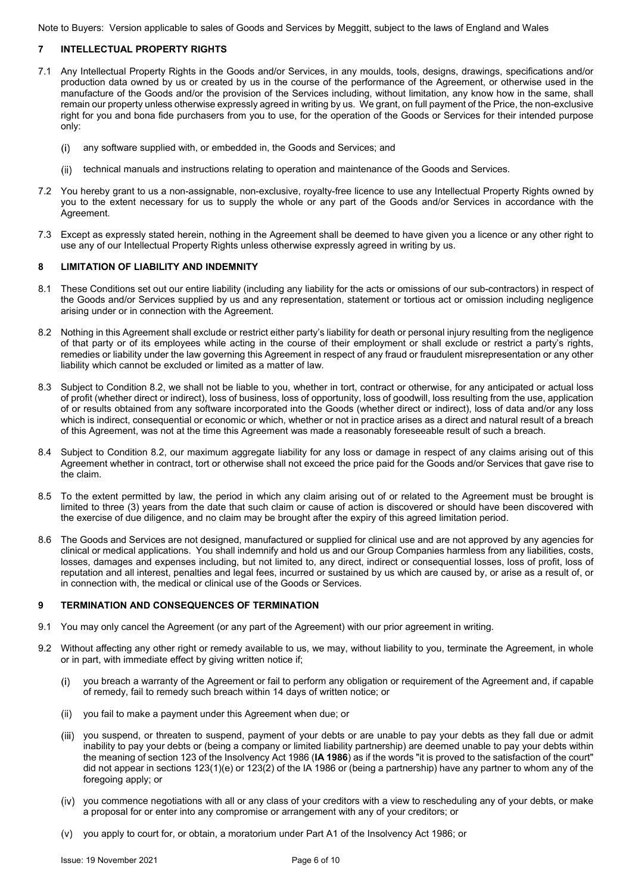## 7 INTELLECTUAL PROPERTY RIGHTS

7.1 Any Intellectual Property Rights in the Goods and/or Services, in any moulds, tools, designs, drawings, specifications and/or production data owned by us or created by us in the course of the performance of the Agreement, or otherwise used in the manufacture of the Goods and/or the provision of the Services including, without limitation, any know how in the same, shall remain our property unless otherwise expressly agreed in writing by us. We grant, on full payment of the Price, the non-exclusive right for you and bona fide purchasers from you to use, for the operation of the Goods or Services for their intended purpose only:

(i) any software supplied with, or embedded in, the Goods and Services; and

(ii) technical manuals and instructions relating to operation and maintenance of the Goods and Services.

7.2 You hereby grant to us a non-assignable, non-exclusive, royalty-free licence to use any Intellectual Property Rights owned by you to the extent necessary for us to supply the whole or any part of the Goods and/or Services in accordance with the Agreement.

7.3 Except as expressly stated herein, nothing in the Agreement shall be deemed to have given you a licence or any other right to use any of our Intellectual Property Rights unless otherwise expressly agreed in writing by us.

## 8 LIMITATION OF LIABILITY AND INDEMNITY

8.1 These Conditions set out our entire liability (including any liability for the acts or omissions of our sub-contractors) in respect of the Goods and/or Services supplied by us and any representation, statement or tortious act or omission including negligence arising under or in connection with the Agreement.

8.2 Nothing in this Agreement shall exclude or restrict either party's liability for death or personal injury resulting from the negligence of that party or of its employees while acting in the course of their employment or shall exclude or restrict a party's rights, remedies or liability under the law governing this Agreement in respect of any fraud or fraudulent misrepresentation or any other liability which cannot be excluded or limited as a matter of law.

8.3 Subject to Condition 8.2, we shall not be liable to you, whether in tort, contract or otherwise, for any anticipated or actual loss of profit (whether direct or indirect), loss of business, loss of opportunity, loss of goodwill, loss resulting from the use, application of or results obtained from any software incorporated into the Goods (whether direct or indirect), loss of data and/or any loss which is indirect, consequential or economic or which, whether or not in practice arises as a direct and natural result of a breach of this Agreement, was not at the time this Agreement was made a reasonably foreseeable result of such a breach.

8.4 Subject to Condition 8.2, our maximum aggregate liability for any loss or damage in respect of any claims arising out of this Agreement whether in contract, tort or otherwise shall not exceed the price paid for the Goods and/or Services that gave rise to the claim.

8.5 To the extent permitted by law, the period in which any claim arising out of or related to the Agreement must be brought is limited to three (3) years from the date that such claim or cause of action is discovered or should have been discovered with the exercise of due diligence, and no claim may be brought after the expiry of this agreed limitation period.

8.6 The Goods and Services are not designed, manufactured or supplied for clinical use and are not approved by any agencies for clinical or medical applications. You shall indemnify and hold us and our Group Companies harmless from any liabilities, costs, losses, damages and expenses including, but not limited to, any direct, indirect or consequential losses, loss of profit, loss of reputation and all interest, penalties and legal fees, incurred or sustained by us which are caused by, or arise as a result of, or in connection with, the medical or clinical use of the Goods or Services.

## 9 TERMINATION AND CONSEQUENCES OF TERMINATION

9.1 You may only cancel the Agreement (or any part of the Agreement) with our prior agreement in writing.

9.2 Without affecting any other right or remedy available to us, we may, without liability to you, terminate the Agreement, in whole or in part, with immediate effect by giving written notice if;

(i) you breach a warranty of the Agreement or fail to perform any obligation or requirement of the Agreement and, if capable of remedy, fail to remedy such breach within 14 days of written notice; or

(ii) you fail to make a payment under this Agreement when due; or

(iii) you suspend, or threaten to suspend, payment of your debts or are unable to pay your debts as they fall due or admit inability to pay your debts or (being a company or limited liability partnership) are deemed unable to pay your debts within the meaning of section 123 of the Insolvency Act 1986 (**IA 1986**) as if the words "it is proved to the satisfaction of the court" did not appear in sections 123(1)(e) or 123(2) of the IA 1986 or (being a partnership) have any partner to whom any of the foregoing apply; or

(iv) you commence negotiations with all or any class of your creditors with a view to rescheduling any of your debts, or make a proposal for or enter into any compromise or arrangement with any of your creditors; or

(v) you apply to court for, or obtain, a moratorium under Part A1 of the Insolvency Act 1986; or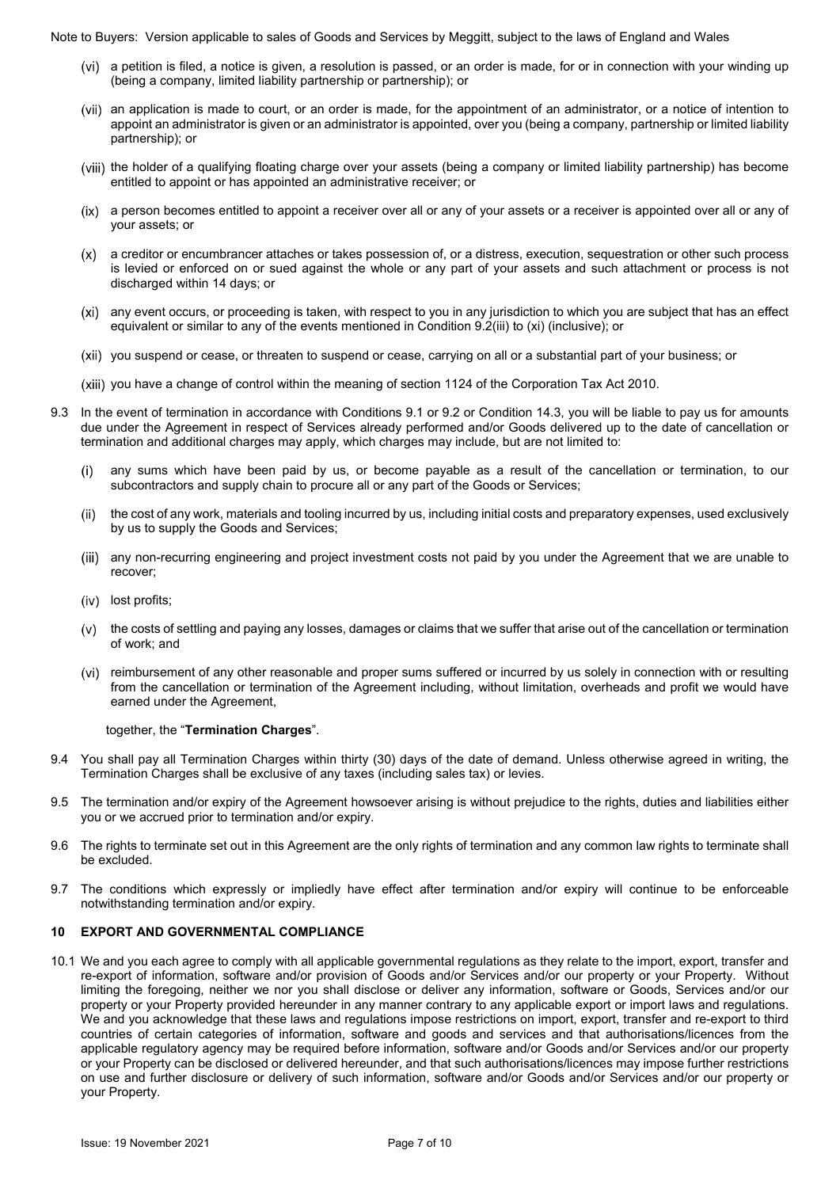- (vi) a petition is filed, a notice is given, a resolution is passed, or an order is made, for or in connection with your winding up (being a company, limited liability partnership or partnership); or
- (vii) an application is made to court, or an order is made, for the appointment of an administrator, or a notice of intention to appoint an administrator is given or an administrator is appointed, over you (being a company, partnership or limited liability partnership); or
- (viii) the holder of a qualifying floating charge over your assets (being a company or limited liability partnership) has become entitled to appoint or has appointed an administrative receiver; or
- (ix) a person becomes entitled to appoint a receiver over all or any of your assets or a receiver is appointed over all or any of your assets; or
- (x) a creditor or encumbrancer attaches or takes possession of, or a distress, execution, sequestration or other such process is levied or enforced on or sued against the whole or any part of your assets and such attachment or process is not discharged within 14 days; or
- (xi) any event occurs, or proceeding is taken, with respect to you in any jurisdiction to which you are subject that has an effect equivalent or similar to any of the events mentioned in Condition 9.2(iii) to (xi) (inclusive); or
- (xii) you suspend or cease, or threaten to suspend or cease, carrying on all or a substantial part of your business; or
- (xiii) you have a change of control within the meaning of section 1124 of the Corporation Tax Act 2010.

9.3 In the event of termination in accordance with Conditions 9.1 or 9.2 or Condition 14.3, you will be liable to pay us for amounts due under the Agreement in respect of Services already performed and/or Goods delivered up to the date of cancellation or termination and additional charges may apply, which charges may include, but are not limited to:

- (i) any sums which have been paid by us, or become payable as a result of the cancellation or termination, to our subcontractors and supply chain to procure all or any part of the Goods or Services;
- (ii) the cost of any work, materials and tooling incurred by us, including initial costs and preparatory expenses, used exclusively by us to supply the Goods and Services;
- (iii) any non-recurring engineering and project investment costs not paid by you under the Agreement that we are unable to recover;
- (iv) lost profits;
- (v) the costs of settling and paying any losses, damages or claims that we suffer that arise out of the cancellation or termination of work; and
- (vi) reimbursement of any other reasonable and proper sums suffered or incurred by us solely in connection with or resulting from the cancellation or termination of the Agreement including, without limitation, overheads and profit we would have earned under the Agreement,

together, the "**Termination Charges**".

9.4 You shall pay all Termination Charges within thirty (30) days of the date of demand. Unless otherwise agreed in writing, the Termination Charges shall be exclusive of any taxes (including sales tax) or levies.

9.5 The termination and/or expiry of the Agreement howsoever arising is without prejudice to the rights, duties and liabilities either you or we accrued prior to termination and/or expiry.

9.6 The rights to terminate set out in this Agreement are the only rights of termination and any common law rights to terminate shall be excluded.

9.7 The conditions which expressly or impliedly have effect after termination and/or expiry will continue to be enforceable notwithstanding termination and/or expiry.

## 10 EXPORT AND GOVERNMENTAL COMPLIANCE

10.1 We and you each agree to comply with all applicable governmental regulations as they relate to the import, export, transfer and re-export of information, software and/or provision of Goods and/or Services and/or our property or your Property. Without limiting the foregoing, neither we nor you shall disclose or deliver any information, software or Goods, Services and/or our property or your Property provided hereunder in any manner contrary to any applicable export or import laws and regulations. We and you acknowledge that these laws and regulations impose restrictions on import, export, transfer and re-export to third countries of certain categories of information, software and goods and services and that authorisations/licences from the applicable regulatory agency may be required before information, software and/or Goods and/or Services and/or our property or your Property can be disclosed or delivered hereunder, and that such authorisations/licences may impose further restrictions on use and further disclosure or delivery of such information, software and/or Goods and/or Services and/or our property or your Property.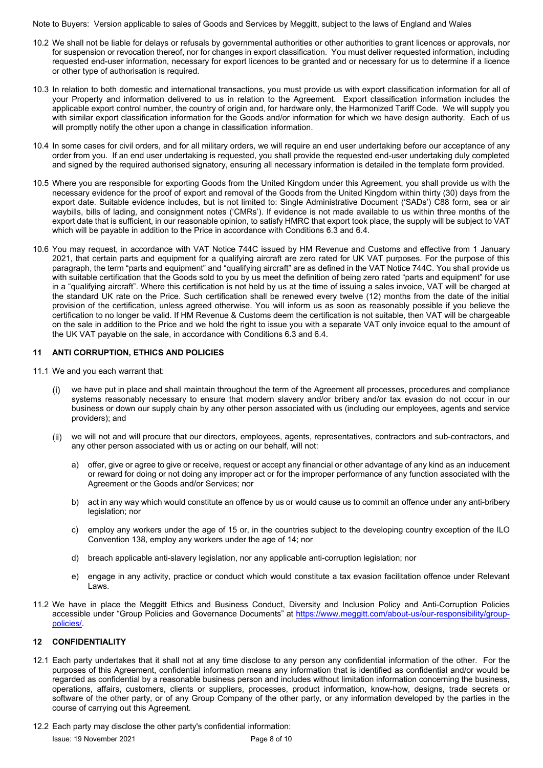10.2 We shall not be liable for delays or refusals by governmental authorities or other authorities to grant licences or approvals, nor for suspension or revocation thereof, nor for changes in export classification. You must deliver requested information, including requested end-user information, necessary for export licences to be granted and or necessary for us to determine if a licence or other type of authorisation is required.

10.3 In relation to both domestic and international transactions, you must provide us with export classification information for all of your Property and information delivered to us in relation to the Agreement. Export classification information includes the applicable export control number, the country of origin and, for hardware only, the Harmonized Tariff Code. We will supply you with similar export classification information for the Goods and/or information for which we have design authority. Each of us will promptly notify the other upon a change in classification information.

10.4 In some cases for civil orders, and for all military orders, we will require an end user undertaking before our acceptance of any order from you. If an end user undertaking is requested, you shall provide the requested end-user undertaking duly completed and signed by the required authorised signatory, ensuring all necessary information is detailed in the template form provided.

10.5 Where you are responsible for exporting Goods from the United Kingdom under this Agreement, you shall provide us with the necessary evidence for the proof of export and removal of the Goods from the United Kingdom within thirty (30) days from the export date. Suitable evidence includes, but is not limited to: Single Administrative Document ('SADs') C88 form, sea or air waybills, bills of lading, and consignment notes ('CMRs'). If evidence is not made available to us within three months of the export date that is sufficient, in our reasonable opinion, to satisfy HMRC that export took place, the supply will be subject to VAT which will be payable in addition to the Price in accordance with Conditions 6.3 and 6.4.

10.6 You may request, in accordance with VAT Notice 744C issued by HM Revenue and Customs and effective from 1 January 2021, that certain parts and equipment for a qualifying aircraft are zero rated for UK VAT purposes. For the purpose of this paragraph, the term "parts and equipment" and "qualifying aircraft" are as defined in the VAT Notice 744C. You shall provide us with suitable certification that the Goods sold to you by us meet the definition of being zero rated "parts and equipment" for use in a "qualifying aircraft". Where this certification is not held by us at the time of issuing a sales invoice, VAT will be charged at the standard UK rate on the Price. Such certification shall be renewed every twelve (12) months from the date of the initial provision of the certification, unless agreed otherwise. You will inform us as soon as reasonably possible if you believe the certification to no longer be valid. If HM Revenue & Customs deem the certification is not suitable, then VAT will be chargeable on the sale in addition to the Price and we hold the right to issue you with a separate VAT only invoice equal to the amount of the UK VAT payable on the sale, in accordance with Conditions 6.3 and 6.4.

## 11 ANTI CORRUPTION, ETHICS AND POLICIES

11.1 We and you each warrant that:

(i) we have put in place and shall maintain throughout the term of the Agreement all processes, procedures and compliance systems reasonably necessary to ensure that modern slavery and/or bribery and/or tax evasion do not occur in our business or down our supply chain by any other person associated with us (including our employees, agents and service providers); and

(ii) we will not and will procure that our directors, employees, agents, representatives, contractors and sub-contractors, and any other person associated with us or acting on our behalf, will not:

a) offer, give or agree to give or receive, request or accept any financial or other advantage of any kind as an inducement or reward for doing or not doing any improper act or for the improper performance of any function associated with the Agreement or the Goods and/or Services; nor

b) act in any way which would constitute an offence by us or would cause us to commit an offence under any anti-bribery legislation; nor

c) employ any workers under the age of 15 or, in the countries subject to the developing country exception of the ILO Convention 138, employ any workers under the age of 14; nor

d) breach applicable anti-slavery legislation, nor any applicable anti-corruption legislation; nor

e) engage in any activity, practice or conduct which would constitute a tax evasion facilitation offence under Relevant Laws.

11.2 We have in place the Meggitt Ethics and Business Conduct, Diversity and Inclusion Policy and Anti-Corruption Policies accessible under "Group Policies and Governance Documents" at https://www.meggitt.com/about-us/our-responsibility/group-policies/.

## 12 CONFIDENTIALITY

12.1 Each party undertakes that it shall not at any time disclose to any person any confidential information of the other. For the purposes of this Agreement, confidential information means any information that is identified as confidential and/or would be regarded as confidential by a reasonable business person and includes without limitation information concerning the business, operations, affairs, customers, clients or suppliers, processes, product information, know-how, designs, trade secrets or software of the other party, or of any Group Company of the other party, or any information developed by the parties in the course of carrying out this Agreement.

12.2 Each party may disclose the other party's confidential information: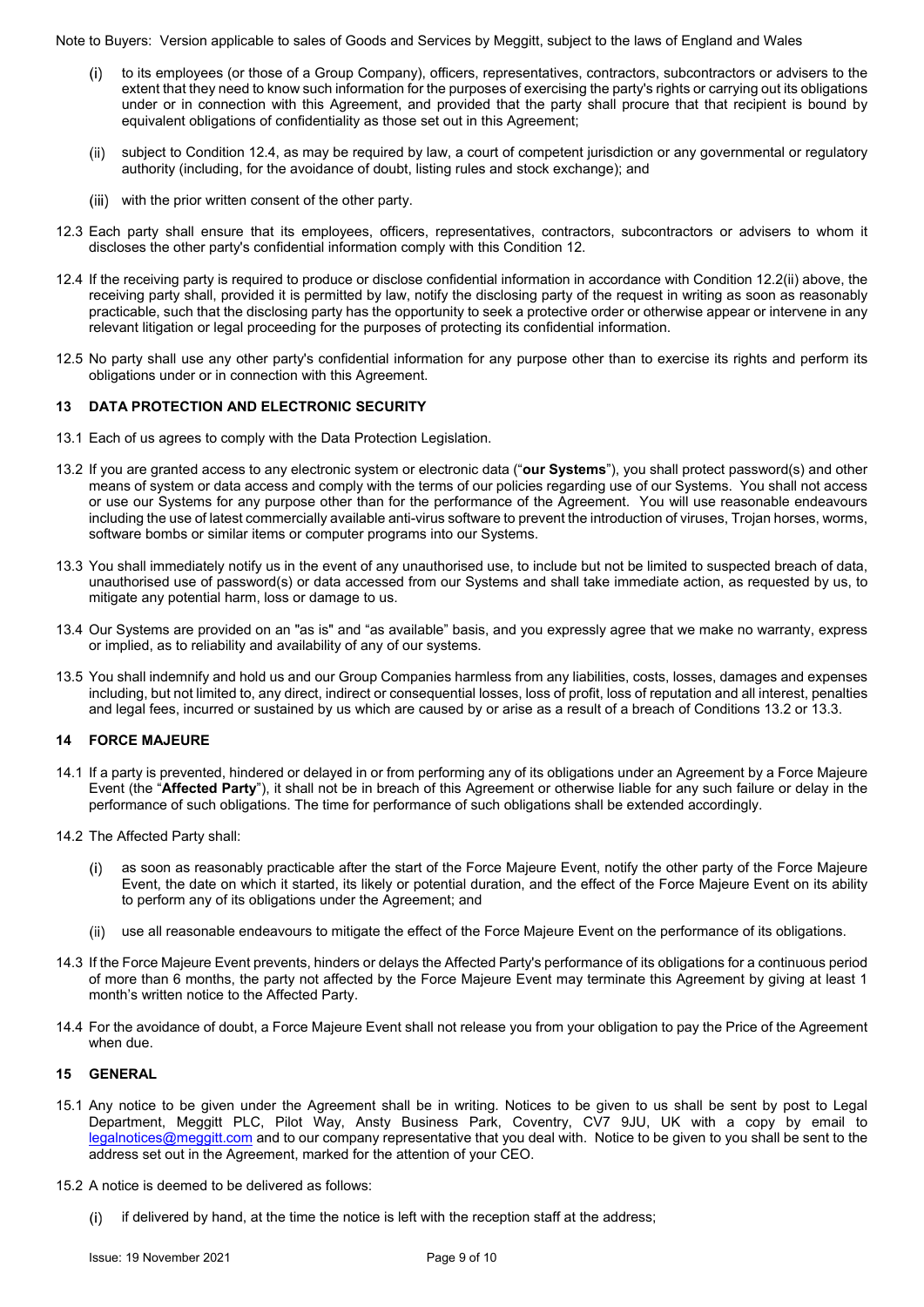(i) to its employees (or those of a Group Company), officers, representatives, contractors, subcontractors or advisers to the extent that they need to know such information for the purposes of exercising the party's rights or carrying out its obligations under or in connection with this Agreement, and provided that the party shall procure that that recipient is bound by equivalent obligations of confidentiality as those set out in this Agreement;

(ii) subject to Condition 12.4, as may be required by law, a court of competent jurisdiction or any governmental or regulatory authority (including, for the avoidance of doubt, listing rules and stock exchange); and

(iii) with the prior written consent of the other party.

12.3 Each party shall ensure that its employees, officers, representatives, contractors, subcontractors or advisers to whom it discloses the other party's confidential information comply with this Condition 12.

12.4 If the receiving party is required to produce or disclose confidential information in accordance with Condition 12.2(ii) above, the receiving party shall, provided it is permitted by law, notify the disclosing party of the request in writing as soon as reasonably practicable, such that the disclosing party has the opportunity to seek a protective order or otherwise appear or intervene in any relevant litigation or legal proceeding for the purposes of protecting its confidential information.

12.5 No party shall use any other party's confidential information for any purpose other than to exercise its rights and perform its obligations under or in connection with this Agreement.

## 13 DATA PROTECTION AND ELECTRONIC SECURITY

13.1 Each of us agrees to comply with the Data Protection Legislation.

13.2 If you are granted access to any electronic system or electronic data ("**our Systems**"), you shall protect password(s) and other means of system or data access and comply with the terms of our policies regarding use of our Systems. You shall not access or use our Systems for any purpose other than for the performance of the Agreement. You will use reasonable endeavours including the use of latest commercially available anti-virus software to prevent the introduction of viruses, Trojan horses, worms, software bombs or similar items or computer programs into our Systems.

13.3 You shall immediately notify us in the event of any unauthorised use, to include but not be limited to suspected breach of data, unauthorised use of password(s) or data accessed from our Systems and shall take immediate action, as requested by us, to mitigate any potential harm, loss or damage to us.

13.4 Our Systems are provided on an "as is" and "as available" basis, and you expressly agree that we make no warranty, express or implied, as to reliability and availability of any of our systems.

13.5 You shall indemnify and hold us and our Group Companies harmless from any liabilities, costs, losses, damages and expenses including, but not limited to, any direct, indirect or consequential losses, loss of profit, loss of reputation and all interest, penalties and legal fees, incurred or sustained by us which are caused by or arise as a result of a breach of Conditions 13.2 or 13.3.

## 14 FORCE MAJEURE

14.1 If a party is prevented, hindered or delayed in or from performing any of its obligations under an Agreement by a Force Majeure Event (the "**Affected Party**"), it shall not be in breach of this Agreement or otherwise liable for any such failure or delay in the performance of such obligations. The time for performance of such obligations shall be extended accordingly.

14.2 The Affected Party shall:

(i) as soon as reasonably practicable after the start of the Force Majeure Event, notify the other party of the Force Majeure Event, the date on which it started, its likely or potential duration, and the effect of the Force Majeure Event on its ability to perform any of its obligations under the Agreement; and

(ii) use all reasonable endeavours to mitigate the effect of the Force Majeure Event on the performance of its obligations.

14.3 If the Force Majeure Event prevents, hinders or delays the Affected Party's performance of its obligations for a continuous period of more than 6 months, the party not affected by the Force Majeure Event may terminate this Agreement by giving at least 1 month's written notice to the Affected Party.

14.4 For the avoidance of doubt, a Force Majeure Event shall not release you from your obligation to pay the Price of the Agreement when due.

## 15 GENERAL

15.1 Any notice to be given under the Agreement shall be in writing. Notices to be given to us shall be sent by post to Legal Department, Meggitt PLC, Pilot Way, Ansty Business Park, Coventry, CV7 9JU, UK with a copy by email to legalnotices@meggitt.com and to our company representative that you deal with. Notice to be given to you shall be sent to the address set out in the Agreement, marked for the attention of your CEO.

15.2 A notice is deemed to be delivered as follows:

(i) if delivered by hand, at the time the notice is left with the reception staff at the address;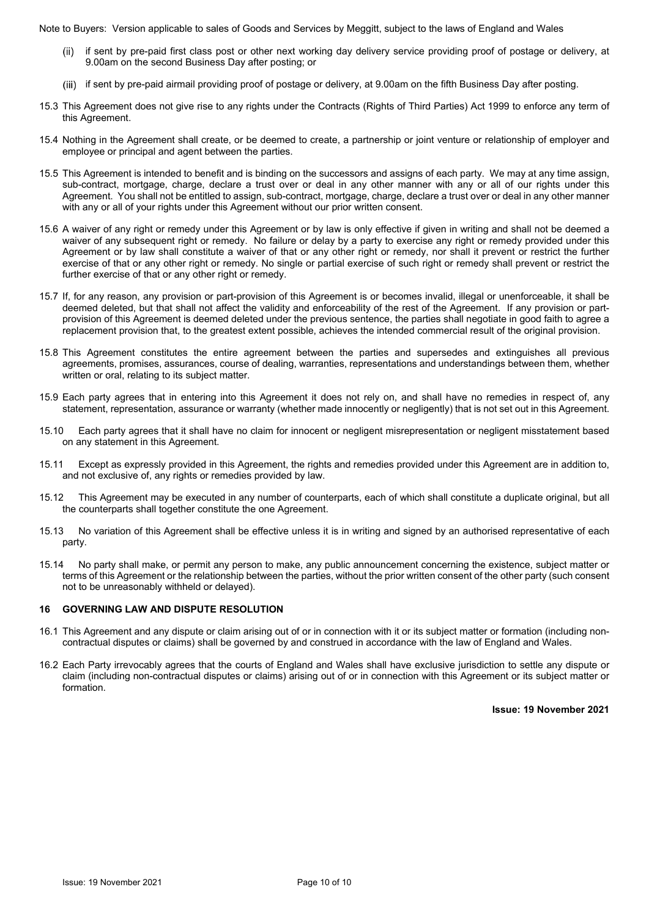(ii) if sent by pre-paid first class post or other next working day delivery service providing proof of postage or delivery, at 9.00am on the second Business Day after posting; or

(iii) if sent by pre-paid airmail providing proof of postage or delivery, at 9.00am on the fifth Business Day after posting.

15.3 This Agreement does not give rise to any rights under the Contracts (Rights of Third Parties) Act 1999 to enforce any term of this Agreement.

15.4 Nothing in the Agreement shall create, or be deemed to create, a partnership or joint venture or relationship of employer and employee or principal and agent between the parties.

15.5 This Agreement is intended to benefit and is binding on the successors and assigns of each party. We may at any time assign, sub-contract, mortgage, charge, declare a trust over or deal in any other manner with any or all of our rights under this Agreement. You shall not be entitled to assign, sub-contract, mortgage, charge, declare a trust over or deal in any other manner with any or all of your rights under this Agreement without our prior written consent.

15.6 A waiver of any right or remedy under this Agreement or by law is only effective if given in writing and shall not be deemed a waiver of any subsequent right or remedy. No failure or delay by a party to exercise any right or remedy provided under this Agreement or by law shall constitute a waiver of that or any other right or remedy, nor shall it prevent or restrict the further exercise of that or any other right or remedy. No single or partial exercise of such right or remedy shall prevent or restrict the further exercise of that or any other right or remedy.

15.7 If, for any reason, any provision or part-provision of this Agreement is or becomes invalid, illegal or unenforceable, it shall be deemed deleted, but that shall not affect the validity and enforceability of the rest of the Agreement. If any provision or part-provision of this Agreement is deemed deleted under the previous sentence, the parties shall negotiate in good faith to agree a replacement provision that, to the greatest extent possible, achieves the intended commercial result of the original provision.

15.8 This Agreement constitutes the entire agreement between the parties and supersedes and extinguishes all previous agreements, promises, assurances, course of dealing, warranties, representations and understandings between them, whether written or oral, relating to its subject matter.

15.9 Each party agrees that in entering into this Agreement it does not rely on, and shall have no remedies in respect of, any statement, representation, assurance or warranty (whether made innocently or negligently) that is not set out in this Agreement.

15.10 Each party agrees that it shall have no claim for innocent or negligent misrepresentation or negligent misstatement based on any statement in this Agreement.

15.11 Except as expressly provided in this Agreement, the rights and remedies provided under this Agreement are in addition to, and not exclusive of, any rights or remedies provided by law.

15.12 This Agreement may be executed in any number of counterparts, each of which shall constitute a duplicate original, but all the counterparts shall together constitute the one Agreement.

15.13 No variation of this Agreement shall be effective unless it is in writing and signed by an authorised representative of each party.

15.14 No party shall make, or permit any person to make, any public announcement concerning the existence, subject matter or terms of this Agreement or the relationship between the parties, without the prior written consent of the other party (such consent not to be unreasonably withheld or delayed).

## 16 GOVERNING LAW AND DISPUTE RESOLUTION

16.1 This Agreement and any dispute or claim arising out of or in connection with it or its subject matter or formation (including non-contractual disputes or claims) shall be governed by and construed in accordance with the law of England and Wales.

16.2 Each Party irrevocably agrees that the courts of England and Wales shall have exclusive jurisdiction to settle any dispute or claim (including non-contractual disputes or claims) arising out of or in connection with this Agreement or its subject matter or formation.

**Issue: 19 November 2021**